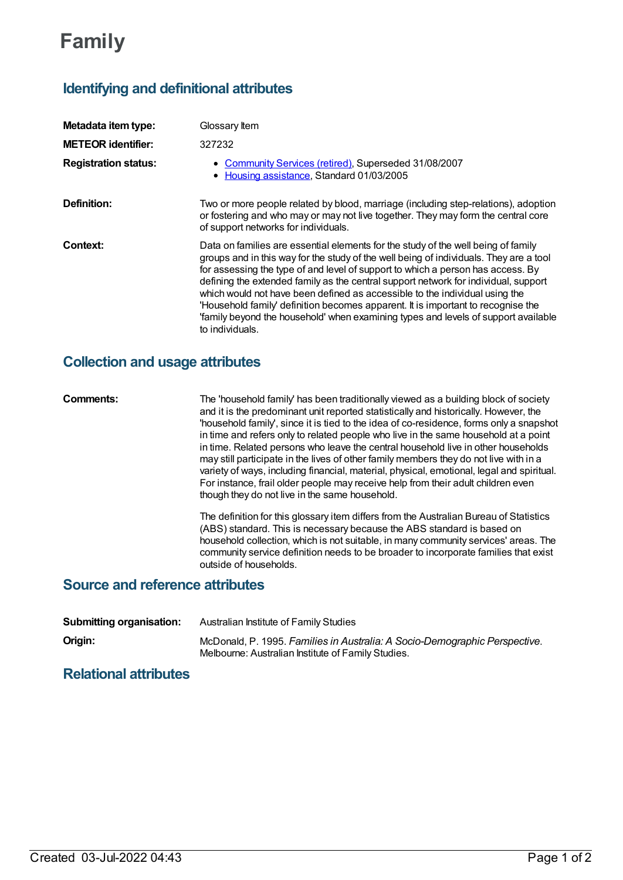# Family

## Identifying and definitional attributes

| | |
|---|---|
| **Metadata item type:** | Glossary Item |
| **METEOR identifier:** | 327232 |
| **Registration status:** | • Community Services (retired), Superseded 31/08/2007<br>• Housing assistance, Standard 01/03/2005 |
| **Definition:** | Two or more people related by blood, marriage (including step-relations), adoption or fostering and who may or may not live together. They may form the central core of support networks for individuals. |
| **Context:** | Data on families are essential elements for the study of the well being of family groups and in this way for the study of the well being of individuals. They are a tool for assessing the type of and level of support to which a person has access. By defining the extended family as the central support network for individual, support which would not have been defined as accessible to the individual using the 'Household family' definition becomes apparent. It is important to recognise the 'family beyond the household' when examining types and levels of support available to individuals. |

## Collection and usage attributes

| | |
|---|---|
| **Comments:** | The 'household family' has been traditionally viewed as a building block of society and it is the predominant unit reported statistically and historically. However, the 'household family', since it is tied to the idea of co-residence, forms only a snapshot in time and refers only to related people who live in the same household at a point in time. Related persons who leave the central household live in other households may still participate in the lives of other family members they do not live with in a variety of ways, including financial, material, physical, emotional, legal and spiritual. For instance, frail older people may receive help from their adult children even though they do not live in the same household.<br><br>The definition for this glossary item differs from the Australian Bureau of Statistics (ABS) standard. This is necessary because the ABS standard is based on household collection, which is not suitable, in many community services' areas. The community service definition needs to be broader to incorporate families that exist outside of households. |

## Source and reference attributes

| | |
|---|---|
| **Submitting organisation:** | Australian Institute of Family Studies |
| **Origin:** | McDonald, P. 1995. *Families in Australia: A Socio-Demographic Perspective*. Melbourne: Australian Institute of Family Studies. |

## Relational attributes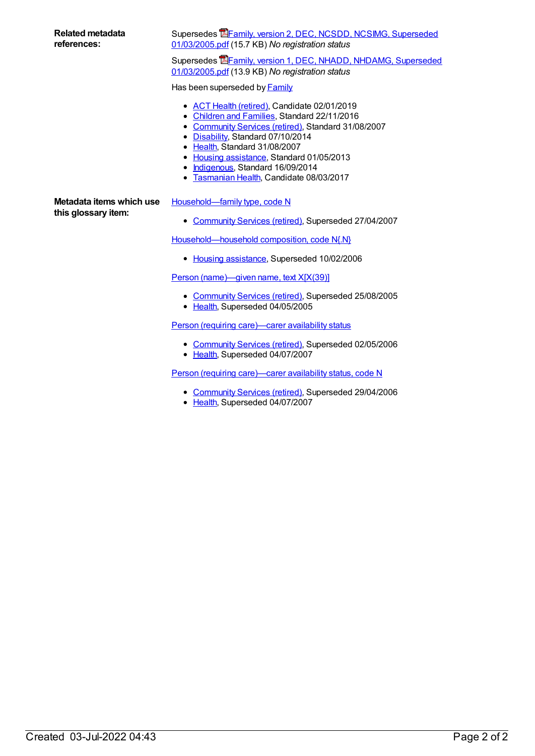**Related metadata references:**

Supersedes Family, version 2, DEC, NCSDD, NCSIMG, Superseded 01/03/2005.pdf (15.7 KB) *No registration status*

Supersedes Family, version 1, DEC, NHADD, NHDAMG, Superseded 01/03/2005.pdf (13.9 KB) *No registration status*

Has been superseded by Family

- ACT Health (retired), Candidate 02/01/2019
- Children and Families, Standard 22/11/2016
- Community Services (retired), Standard 31/08/2007
- Disability, Standard 07/10/2014
- Health, Standard 31/08/2007
- Housing assistance, Standard 01/05/2013
- Indigenous, Standard 16/09/2014
- Tasmanian Health, Candidate 08/03/2017

**Metadata items which use this glossary item:**

Household—family type, code N

- Community Services (retired), Superseded 27/04/2007

Household—household composition, code N{.N}

- Housing assistance, Superseded 10/02/2006

Person (name)—given name, text X[X(39)]

- Community Services (retired), Superseded 25/08/2005
- Health, Superseded 04/05/2005

Person (requiring care)—carer availability status

- Community Services (retired), Superseded 02/05/2006
- Health, Superseded 04/07/2007

Person (requiring care)—carer availability status, code N

- Community Services (retired), Superseded 29/04/2006
- Health, Superseded 04/07/2007